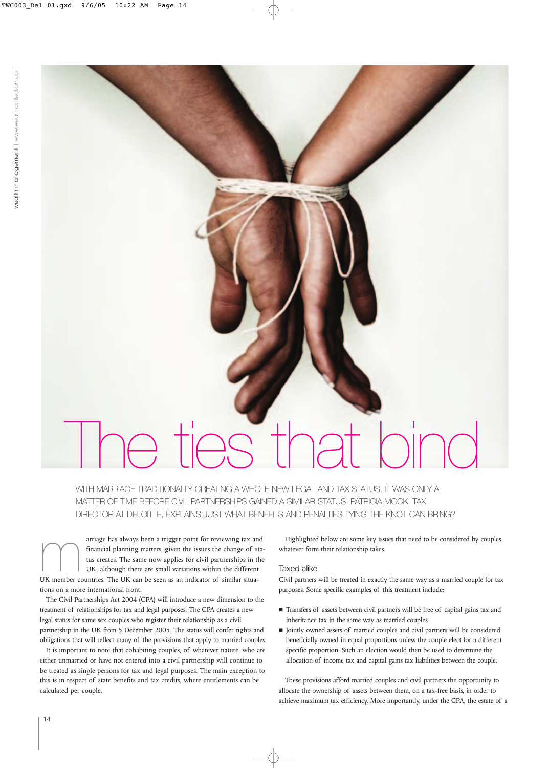# The ties that bind

WITH MARRIAGE TRADITIONALLY CREATING A WHOLE NEW LEGAL AND TAX STATUS, IT WAS ONLY A MATTER OF TIME BEFORE CIVIL PARTNERSHIPS GAINED A SIMILAR STATUS. PATRICIA MOCK, TAX DIRECTOR AT DELOITTE, EXPLAINS JUST WHAT BENEFITS AND PENALTIES TYING THE KNOT CAN BRING?

Marriage has always been a trigger point for reviewing tax and financial planning matters, given the issues the change of status creates. The same now applies for civil partnerships in the UK, although there are small variations within the different UK member countries. The UK can be seen as an indicator of similar situations on a more international front.

The Civil Partnerships Act 2004 (CPA) will introduce a new dimension to the treatment of relationships for tax and legal purposes. The CPA creates a new legal status for same sex couples who register their relationship as a civil partnership in the UK from 5 December 2005. The status will confer rights and obligations that will reflect many of the provisions that apply to married couples.

It is important to note that cohabiting couples, of whatever nature, who are either unmarried or have not entered into a civil partnership will continue to be treated as single persons for tax and legal purposes. The main exception to this is in respect of state benefits and tax credits, where entitlements can be calculated per couple.

Highlighted below are some key issues that need to be considered by couples whatever form their relationship takes.

## Taxed alike

Civil partners will be treated in exactly the same way as a married couple for tax purposes. Some specific examples of this treatment include:

- Transfers of assets between civil partners will be free of capital gains tax and inheritance tax in the same way as married couples.
- Jointly owned assets of married couples and civil partners will be considered beneficially owned in equal proportions unless the couple elect for a different specific proportion. Such an election would then be used to determine the allocation of income tax and capital gains tax liabilities between the couple.

These provisions afford married couples and civil partners the opportunity to allocate the ownership of assets between them, on a tax-free basis, in order to achieve maximum tax efficiency. More importantly, under the CPA, the estate of a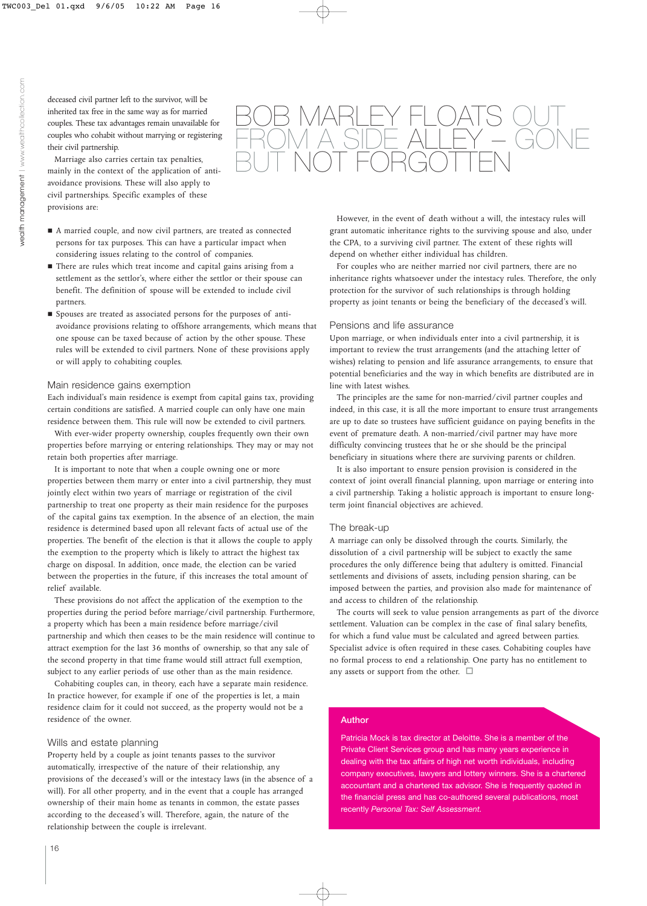deceased civil partner left to the survivor, will be inherited tax free in the same way as for married couples. These tax advantages remain unavailable for couples who cohabit without marrying or registering their civil partnership.

Marriage also carries certain tax penalties, mainly in the context of the application of anti-avoidance provisions. These will also apply to civil partnerships. Specific examples of these provisions are:

- A married couple, and now civil partners, are treated as connected persons for tax purposes. This can have a particular impact when considering issues relating to the control of companies.
- There are rules which treat income and capital gains arising from a settlement as the settlor's, where either the settlor or their spouse can benefit. The definition of spouse will be extended to include civil partners.
- Spouses are treated as associated persons for the purposes of anti-avoidance provisions relating to offshore arrangements, which means that one spouse can be taxed because of action by the other spouse. These rules will be extended to civil partners. None of these provisions apply or will apply to cohabiting couples.

## Main residence gains exemption

Each individual's main residence is exempt from capital gains tax, providing certain conditions are satisfied. A married couple can only have one main residence between them. This rule will now be extended to civil partners.

With ever-wider property ownership, couples frequently own their own properties before marrying or entering relationships. They may or may not retain both properties after marriage.

It is important to note that when a couple owning one or more properties between them marry or enter into a civil partnership, they must jointly elect within two years of marriage or registration of the civil partnership to treat one property as their main residence for the purposes of the capital gains tax exemption. In the absence of an election, the main residence is determined based upon all relevant facts of actual use of the properties. The benefit of the election is that it allows the couple to apply the exemption to the property which is likely to attract the highest tax charge on disposal. In addition, once made, the election can be varied between the properties in the future, if this increases the total amount of relief available.

These provisions do not affect the application of the exemption to the properties during the period before marriage/civil partnership. Furthermore, a property which has been a main residence before marriage/civil partnership and which then ceases to be the main residence will continue to attract exemption for the last 36 months of ownership, so that any sale of the second property in that time frame would still attract full exemption, subject to any earlier periods of use other than as the main residence.

Cohabiting couples can, in theory, each have a separate main residence. In practice however, for example if one of the properties is let, a main residence claim for it could not succeed, as the property would not be a residence of the owner.

## Wills and estate planning

Property held by a couple as joint tenants passes to the survivor automatically, irrespective of the nature of their relationship, any provisions of the deceased's will or the intestacy laws (in the absence of a will). For all other property, and in the event that a couple has arranged ownership of their main home as tenants in common, the estate passes according to the deceased's will. Therefore, again, the nature of the relationship between the couple is irrelevant.

> BOB MARLEY FLOATS OUT FROM A SIDE ALLEY – GONE BUT NOT FORGOTTEN

However, in the event of death without a will, the intestacy rules will grant automatic inheritance rights to the surviving spouse and also, under the CPA, to a surviving civil partner. The extent of these rights will depend on whether either individual has children.

For couples who are neither married nor civil partners, there are no inheritance rights whatsoever under the intestacy rules. Therefore, the only protection for the survivor of such relationships is through holding property as joint tenants or being the beneficiary of the deceased's will.

## Pensions and life assurance

Upon marriage, or when individuals enter into a civil partnership, it is important to review the trust arrangements (and the attaching letter of wishes) relating to pension and life assurance arrangements, to ensure that potential beneficiaries and the way in which benefits are distributed are in line with latest wishes.

The principles are the same for non-married/civil partner couples and indeed, in this case, it is all the more important to ensure trust arrangements are up to date so trustees have sufficient guidance on paying benefits in the event of premature death. A non-married/civil partner may have more difficulty convincing trustees that he or she should be the principal beneficiary in situations where there are surviving parents or children.

It is also important to ensure pension provision is considered in the context of joint overall financial planning, upon marriage or entering into a civil partnership. Taking a holistic approach is important to ensure long-term joint financial objectives are achieved.

## The break-up

A marriage can only be dissolved through the courts. Similarly, the dissolution of a civil partnership will be subject to exactly the same procedures the only difference being that adultery is omitted. Financial settlements and divisions of assets, including pension sharing, can be imposed between the parties, and provision also made for maintenance of and access to children of the relationship.

The courts will seek to value pension arrangements as part of the divorce settlement. Valuation can be complex in the case of final salary benefits, for which a fund value must be calculated and agreed between parties. Specialist advice is often required in these cases. Cohabiting couples have no formal process to end a relationship. One party has no entitlement to any assets or support from the other. ☐

**Author**

Patricia Mock is tax director at Deloitte. She is a member of the Private Client Services group and has many years experience in dealing with the tax affairs of high net worth individuals, including company executives, lawyers and lottery winners. She is a chartered accountant and a chartered tax advisor. She is frequently quoted in the financial press and has co-authored several publications, most recently *Personal Tax: Self Assessment.*